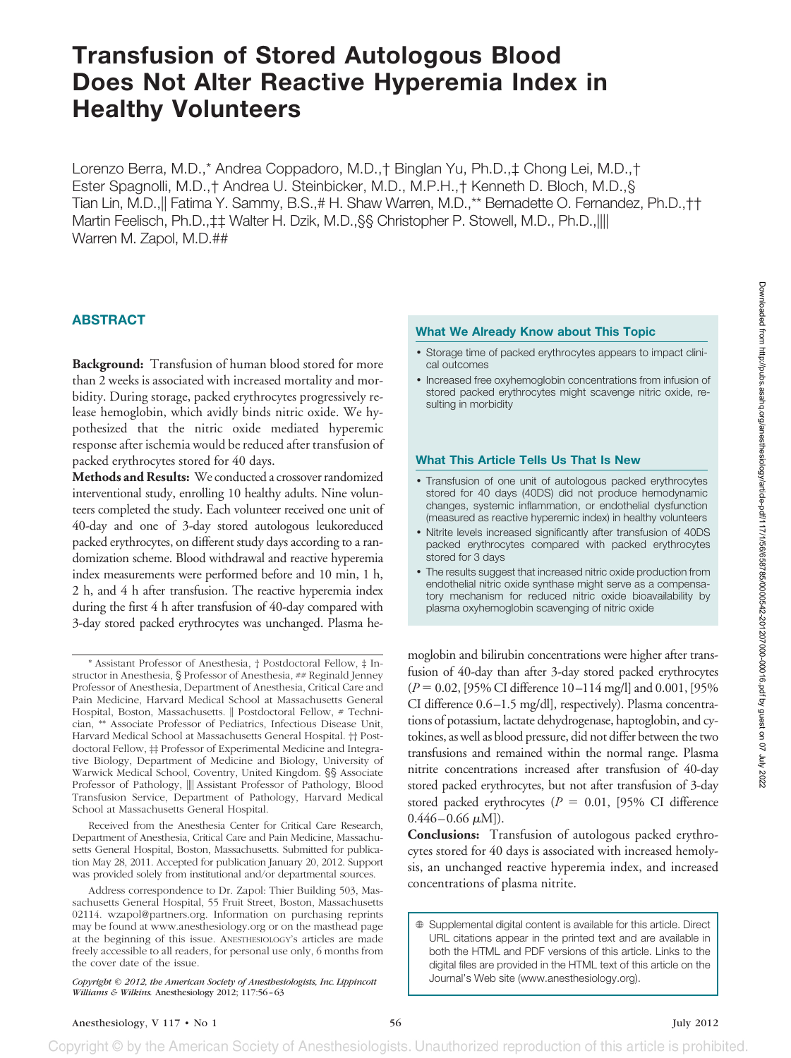# Transfusion of Stored Autologous Blood Does Not Alter Reactive Hyperemia Index in Healthy Volunteers

Lorenzo Berra, M.D.,* Andrea Coppadoro, M.D.,† Binglan Yu, Ph.D.,‡ Chong Lei, M.D.,† Ester Spagnolli, M.D.,† Andrea U. Steinbicker, M.D., M.P.H.,† Kenneth D. Bloch, M.D.,§ Tian Lin, M.D.,‖ Fatima Y. Sammy, B.S.,# H. Shaw Warren, M.D.,** Bernadette O. Fernandez, Ph.D.,†† Martin Feelisch, Ph.D.,‡‡ Walter H. Dzik, M.D.,§§ Christopher P. Stowell, M.D., Ph.D.,‖‖ Warren M. Zapol, M.D.##

## ABSTRACT

**Background:** Transfusion of human blood stored for more than 2 weeks is associated with increased mortality and morbidity. During storage, packed erythrocytes progressively release hemoglobin, which avidly binds nitric oxide. We hypothesized that the nitric oxide mediated hyperemic response after ischemia would be reduced after transfusion of packed erythrocytes stored for 40 days.

**Methods and Results:** We conducted a crossover randomized interventional study, enrolling 10 healthy adults. Nine volunteers completed the study. Each volunteer received one unit of 40-day and one of 3-day stored autologous leukoreduced packed erythrocytes, on different study days according to a randomization scheme. Blood withdrawal and reactive hyperemia index measurements were performed before and 10 min, 1 h, 2 h, and 4 h after transfusion. The reactive hyperemia index during the first 4 h after transfusion of 40-day compared with 3-day stored packed erythrocytes was unchanged. Plasma hemoglobin and bilirubin concentrations were higher after transfusion of 40-day than after 3-day stored packed erythrocytes ($P = 0.02$, [95% CI difference 10–114 mg/l] and 0.001, [95% CI difference 0.6–1.5 mg/dl], respectively). Plasma concentrations of potassium, lactate dehydrogenase, haptoglobin, and cytokines, as well as blood pressure, did not differ between the two transfusions and remained within the normal range. Plasma nitrite concentrations increased after transfusion of 40-day stored packed erythrocytes, but not after transfusion of 3-day stored packed erythrocytes ($P = 0.01$, [95% CI difference 0.446–0.66 $\mu$M]).

**Conclusions:** Transfusion of autologous packed erythrocytes stored for 40 days is associated with increased hemolysis, an unchanged reactive hyperemia index, and increased concentrations of plasma nitrite.

### What We Already Know about This Topic

- Storage time of packed erythrocytes appears to impact clinical outcomes
- Increased free oxyhemoglobin concentrations from infusion of stored packed erythrocytes might scavenge nitric oxide, resulting in morbidity

### What This Article Tells Us That Is New

- Transfusion of one unit of autologous packed erythrocytes stored for 40 days (40DS) did not produce hemodynamic changes, systemic inflammation, or endothelial dysfunction (measured as reactive hyperemic index) in healthy volunteers
- Nitrite levels increased significantly after transfusion of 40DS packed erythrocytes compared with packed erythrocytes stored for 3 days
- The results suggest that increased nitric oxide production from endothelial nitric oxide synthase might serve as a compensatory mechanism for reduced nitric oxide bioavailability by plasma oxyhemoglobin scavenging of nitric oxide

Supplemental digital content is available for this article. Direct URL citations appear in the printed text and are available in both the HTML and PDF versions of this article. Links to the digital files are provided in the HTML text of this article on the Journal's Web site (www.anesthesiology.org).

---

* Assistant Professor of Anesthesia, † Postdoctoral Fellow, ‡ Instructor in Anesthesia, § Professor of Anesthesia, ## Reginald Jenney Professor of Anesthesia, Department of Anesthesia, Critical Care and Pain Medicine, Harvard Medical School at Massachusetts General Hospital, Boston, Massachusetts. ‖ Postdoctoral Fellow, # Technician, ** Associate Professor of Pediatrics, Infectious Disease Unit, Harvard Medical School at Massachusetts General Hospital. †† Postdoctoral Fellow, ‡‡ Professor of Experimental Medicine and Integrative Biology, Department of Medicine and Biology, University of Warwick Medical School, Coventry, United Kingdom. §§ Associate Professor of Pathology, ‖‖ Assistant Professor of Pathology, Blood Transfusion Service, Department of Pathology, Harvard Medical School at Massachusetts General Hospital.

Received from the Anesthesia Center for Critical Care Research, Department of Anesthesia, Critical Care and Pain Medicine, Massachusetts General Hospital, Boston, Massachusetts. Submitted for publication May 28, 2011. Accepted for publication January 20, 2012. Support was provided solely from institutional and/or departmental sources.

Address correspondence to Dr. Zapol: Thier Building 503, Massachusetts General Hospital, 55 Fruit Street, Boston, Massachusetts 02114. wzapol@partners.org. Information on purchasing reprints may be found at www.anesthesiology.org or on the masthead page at the beginning of this issue. ANESTHESIOLOGY's articles are made freely accessible to all readers, for personal use only, 6 months from the cover date of the issue.

*Copyright © 2012, the American Society of Anesthesiologists, Inc. Lippincott Williams & Wilkins.* Anesthesiology 2012; 117:56–63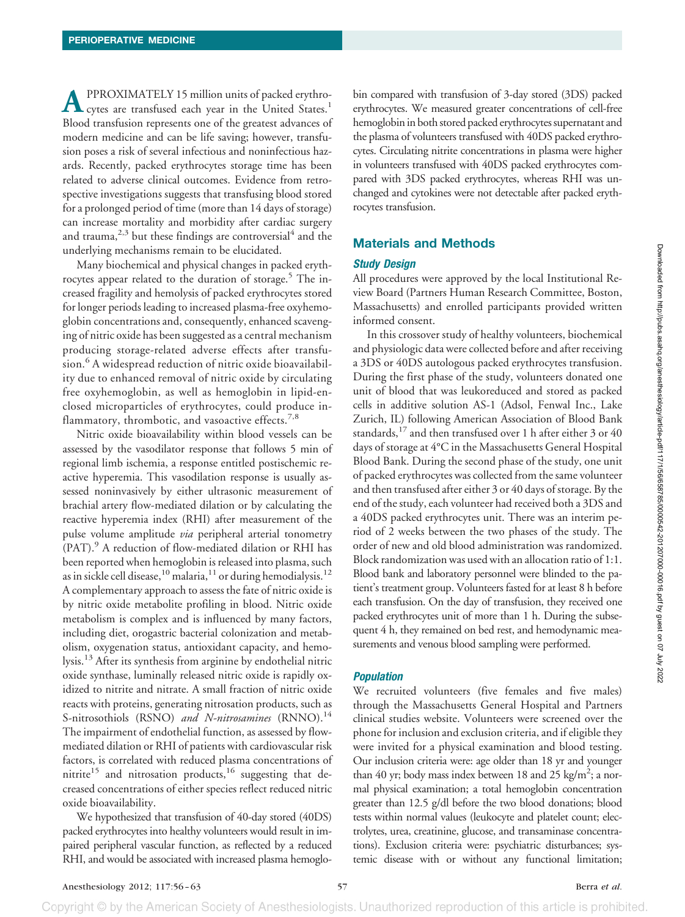APPROXIMATELY 15 million units of packed erythrocytes are transfused each year in the United States.[1] Blood transfusion represents one of the greatest advances of modern medicine and can be life saving; however, transfusion poses a risk of several infectious and noninfectious hazards. Recently, packed erythrocytes storage time has been related to adverse clinical outcomes. Evidence from retrospective investigations suggests that transfusing blood stored for a prolonged period of time (more than 14 days of storage) can increase mortality and morbidity after cardiac surgery and trauma,[2,3] but these findings are controversial[4] and the underlying mechanisms remain to be elucidated.

Many biochemical and physical changes in packed erythrocytes appear related to the duration of storage.[5] The increased fragility and hemolysis of packed erythrocytes stored for longer periods leading to increased plasma-free oxyhemoglobin concentrations and, consequently, enhanced scavenging of nitric oxide has been suggested as a central mechanism producing storage-related adverse effects after transfusion.[6] A widespread reduction of nitric oxide bioavailability due to enhanced removal of nitric oxide by circulating free oxyhemoglobin, as well as hemoglobin in lipid-enclosed microparticles of erythrocytes, could produce inflammatory, thrombotic, and vasoactive effects.[7,8]

Nitric oxide bioavailability within blood vessels can be assessed by the vasodilator response that follows 5 min of regional limb ischemia, a response entitled postischemic reactive hyperemia. This vasodilation response is usually assessed noninvasively by either ultrasonic measurement of brachial artery flow-mediated dilation or by calculating the reactive hyperemia index (RHI) after measurement of the pulse volume amplitude *via* peripheral arterial tonometry (PAT).[9] A reduction of flow-mediated dilation or RHI has been reported when hemoglobin is released into plasma, such as in sickle cell disease,[10] malaria,[11] or during hemodialysis.[12] A complementary approach to assess the fate of nitric oxide is by nitric oxide metabolite profiling in blood. Nitric oxide metabolism is complex and is influenced by many factors, including diet, orogastric bacterial colonization and metabolism, oxygenation status, antioxidant capacity, and hemolysis.[13] After its synthesis from arginine by endothelial nitric oxide synthase, luminally released nitric oxide is rapidly oxidized to nitrite and nitrate. A small fraction of nitric oxide reacts with proteins, generating nitrosation products, such as S-nitrosothiols (RSNO) *and N-nitrosamines* (RNNO).[14] The impairment of endothelial function, as assessed by flow-mediated dilation or RHI of patients with cardiovascular risk factors, is correlated with reduced plasma concentrations of nitrite[15] and nitrosation products,[16] suggesting that decreased concentrations of either species reflect reduced nitric oxide bioavailability.

We hypothesized that transfusion of 40-day stored (40DS) packed erythrocytes into healthy volunteers would result in impaired peripheral vascular function, as reflected by a reduced RHI, and would be associated with increased plasma hemoglobin compared with transfusion of 3-day stored (3DS) packed erythrocytes. We measured greater concentrations of cell-free hemoglobin in both stored packed erythrocytes supernatant and the plasma of volunteers transfused with 40DS packed erythrocytes. Circulating nitrite concentrations in plasma were higher in volunteers transfused with 40DS packed erythrocytes compared with 3DS packed erythrocytes, whereas RHI was unchanged and cytokines were not detectable after packed erythrocytes transfusion.

## Materials and Methods

### *Study Design*

All procedures were approved by the local Institutional Review Board (Partners Human Research Committee, Boston, Massachusetts) and enrolled participants provided written informed consent.

In this crossover study of healthy volunteers, biochemical and physiologic data were collected before and after receiving a 3DS or 40DS autologous packed erythrocytes transfusion. During the first phase of the study, volunteers donated one unit of blood that was leukoreduced and stored as packed cells in additive solution AS-1 (Adsol, Fenwal Inc., Lake Zurich, IL) following American Association of Blood Bank standards,[17] and then transfused over 1 h after either 3 or 40 days of storage at 4°C in the Massachusetts General Hospital Blood Bank. During the second phase of the study, one unit of packed erythrocytes was collected from the same volunteer and then transfused after either 3 or 40 days of storage. By the end of the study, each volunteer had received both a 3DS and a 40DS packed erythrocytes unit. There was an interim period of 2 weeks between the two phases of the study. The order of new and old blood administration was randomized. Block randomization was used with an allocation ratio of 1:1. Blood bank and laboratory personnel were blinded to the patient's treatment group. Volunteers fasted for at least 8 h before each transfusion. On the day of transfusion, they received one packed erythrocytes unit of more than 1 h. During the subsequent 4 h, they remained on bed rest, and hemodynamic measurements and venous blood sampling were performed.

### *Population*

We recruited volunteers (five females and five males) through the Massachusetts General Hospital and Partners clinical studies website. Volunteers were screened over the phone for inclusion and exclusion criteria, and if eligible they were invited for a physical examination and blood testing. Our inclusion criteria were: age older than 18 yr and younger than 40 yr; body mass index between 18 and 25 kg/m$^2$; a normal physical examination; a total hemoglobin concentration greater than 12.5 g/dl before the two blood donations; blood tests within normal values (leukocyte and platelet count; electrolytes, urea, creatinine, glucose, and transaminase concentrations). Exclusion criteria were: psychiatric disturbances; systemic disease with or without any functional limitation;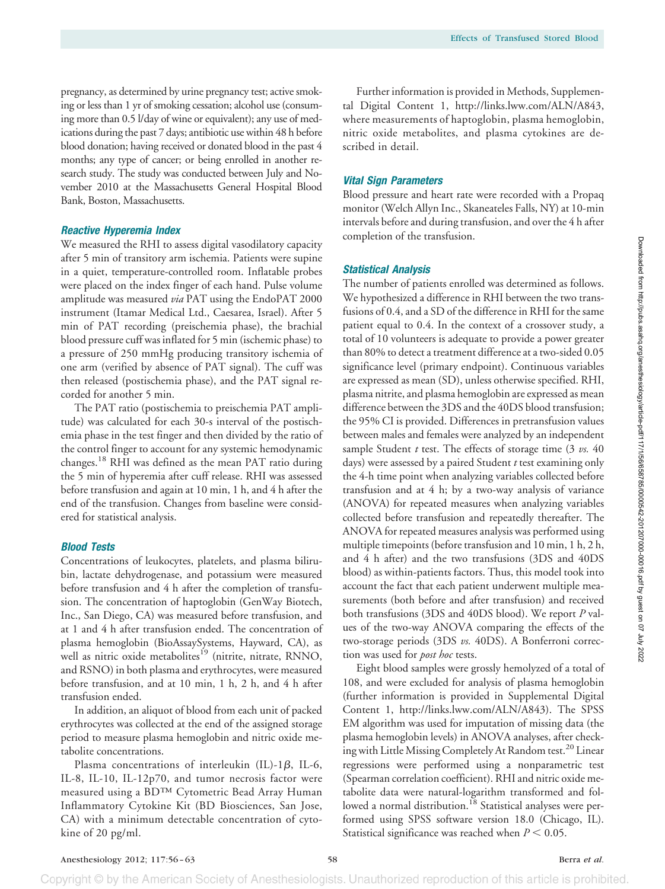pregnancy, as determined by urine pregnancy test; active smoking or less than 1 yr of smoking cessation; alcohol use (consuming more than 0.5 l/day of wine or equivalent); any use of medications during the past 7 days; antibiotic use within 48 h before blood donation; having received or donated blood in the past 4 months; any type of cancer; or being enrolled in another research study. The study was conducted between July and November 2010 at the Massachusetts General Hospital Blood Bank, Boston, Massachusetts.

### Reactive Hyperemia Index

We measured the RHI to assess digital vasodilatory capacity after 5 min of transitory arm ischemia. Patients were supine in a quiet, temperature-controlled room. Inflatable probes were placed on the index finger of each hand. Pulse volume amplitude was measured *via* PAT using the EndoPAT 2000 instrument (Itamar Medical Ltd., Caesarea, Israel). After 5 min of PAT recording (preischemia phase), the brachial blood pressure cuff was inflated for 5 min (ischemic phase) to a pressure of 250 mmHg producing transitory ischemia of one arm (verified by absence of PAT signal). The cuff was then released (postischemia phase), and the PAT signal recorded for another 5 min.

The PAT ratio (postischemia to preischemia PAT amplitude) was calculated for each 30-s interval of the postischemia phase in the test finger and then divided by the ratio of the control finger to account for any systemic hemodynamic changes.[18] RHI was defined as the mean PAT ratio during the 5 min of hyperemia after cuff release. RHI was assessed before transfusion and again at 10 min, 1 h, and 4 h after the end of the transfusion. Changes from baseline were considered for statistical analysis.

### Blood Tests

Concentrations of leukocytes, platelets, and plasma bilirubin, lactate dehydrogenase, and potassium were measured before transfusion and 4 h after the completion of transfusion. The concentration of haptoglobin (GenWay Biotech, Inc., San Diego, CA) was measured before transfusion, and at 1 and 4 h after transfusion ended. The concentration of plasma hemoglobin (BioAssaySystems, Hayward, CA), as well as nitric oxide metabolites[19] (nitrite, nitrate, RNNO, and RSNO) in both plasma and erythrocytes, were measured before transfusion, and at 10 min, 1 h, 2 h, and 4 h after transfusion ended.

In addition, an aliquot of blood from each unit of packed erythrocytes was collected at the end of the assigned storage period to measure plasma hemoglobin and nitric oxide metabolite concentrations.

Plasma concentrations of interleukin (IL)-1$\beta$, IL-6, IL-8, IL-10, IL-12p70, and tumor necrosis factor were measured using a BD™ Cytometric Bead Array Human Inflammatory Cytokine Kit (BD Biosciences, San Jose, CA) with a minimum detectable concentration of cytokine of 20 pg/ml.

Further information is provided in Methods, Supplemental Digital Content 1, http://links.lww.com/ALN/A843, where measurements of haptoglobin, plasma hemoglobin, nitric oxide metabolites, and plasma cytokines are described in detail.

### Vital Sign Parameters

Blood pressure and heart rate were recorded with a Propaq monitor (Welch Allyn Inc., Skaneateles Falls, NY) at 10-min intervals before and during transfusion, and over the 4 h after completion of the transfusion.

### Statistical Analysis

The number of patients enrolled was determined as follows. We hypothesized a difference in RHI between the two transfusions of 0.4, and a SD of the difference in RHI for the same patient equal to 0.4. In the context of a crossover study, a total of 10 volunteers is adequate to provide a power greater than 80% to detect a treatment difference at a two-sided 0.05 significance level (primary endpoint). Continuous variables are expressed as mean (SD), unless otherwise specified. RHI, plasma nitrite, and plasma hemoglobin are expressed as mean difference between the 3DS and the 40DS blood transfusion; the 95% CI is provided. Differences in pretransfusion values between males and females were analyzed by an independent sample Student *t* test. The effects of storage time (3 *vs.* 40 days) were assessed by a paired Student *t* test examining only the 4-h time point when analyzing variables collected before transfusion and at 4 h; by a two-way analysis of variance (ANOVA) for repeated measures when analyzing variables collected before transfusion and repeatedly thereafter. The ANOVA for repeated measures analysis was performed using multiple timepoints (before transfusion and 10 min, 1 h, 2 h, and 4 h after) and the two transfusions (3DS and 40DS blood) as within-patients factors. Thus, this model took into account the fact that each patient underwent multiple measurements (both before and after transfusion) and received both transfusions (3DS and 40DS blood). We report *P* values of the two-way ANOVA comparing the effects of the two-storage periods (3DS *vs.* 40DS). A Bonferroni correction was used for *post hoc* tests.

Eight blood samples were grossly hemolyzed of a total of 108, and were excluded for analysis of plasma hemoglobin (further information is provided in Supplemental Digital Content 1, http://links.lww.com/ALN/A843). The SPSS EM algorithm was used for imputation of missing data (the plasma hemoglobin levels) in ANOVA analyses, after checking with Little Missing Completely At Random test.[20] Linear regressions were performed using a nonparametric test (Spearman correlation coefficient). RHI and nitric oxide metabolite data were natural-logarithm transformed and followed a normal distribution.[18] Statistical analyses were performed using SPSS software version 18.0 (Chicago, IL). Statistical significance was reached when $P < 0.05$.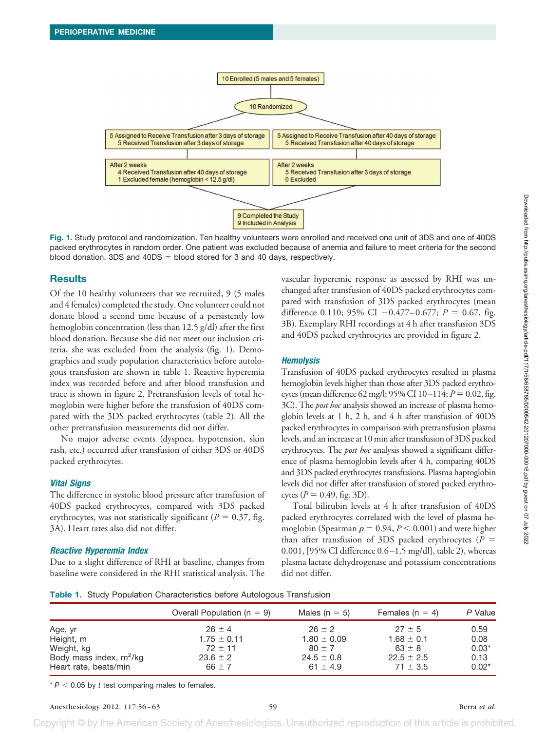10 Enrolled (5 males and 5 females)

10 Randomized

5 Assigned to Receive Transfusion after 3 days of storage
5 Received Transfusion after 3 days of storage

5 Assigned to Receive Transfusion after 40 days of storage
5 Received Transfusion after 40 days of storage

After 2 weeks
4 Received Transfusion after 40 days of storage
1 Excluded female (hemoglobin < 12.5 g/dl)

After 2 weeks
5 Received Transfusion after 3 days of storage
0 Excluded

9 Completed the Study
9 Included in Analysis

**Fig. 1.** Study protocol and randomization. Ten healthy volunteers were enrolled and received one unit of 3DS and one of 40DS packed erythrocytes in random order. One patient was excluded because of anemia and failure to meet criteria for the second blood donation. 3DS and 40DS = blood stored for 3 and 40 days, respectively.

## Results

Of the 10 healthy volunteers that we recruited, 9 (5 males and 4 females) completed the study. One volunteer could not donate blood a second time because of a persistently low hemoglobin concentration (less than 12.5 g/dl) after the first blood donation. Because she did not meet our inclusion criteria, she was excluded from the analysis (fig. 1). Demographics and study population characteristics before autologous transfusion are shown in table 1. Reactive hyperemia index was recorded before and after blood transfusion and trace is shown in figure 2. Pretransfusion levels of total hemoglobin were higher before the transfusion of 40DS compared with the 3DS packed erythrocytes (table 2). All the other pretransfusion measurements did not differ.

No major adverse events (dyspnea, hypotension, skin rash, etc.) occurred after transfusion of either 3DS or 40DS packed erythrocytes.

### *Vital Signs*

The difference in systolic blood pressure after transfusion of 40DS packed erythrocytes, compared with 3DS packed erythrocytes, was not statistically significant ($P = 0.37$, fig. 3A). Heart rates also did not differ.

### *Reactive Hyperemia Index*

Due to a slight difference of RHI at baseline, changes from baseline were considered in the RHI statistical analysis. The vascular hyperemic response as assessed by RHI was unchanged after transfusion of 40DS packed erythrocytes compared with transfusion of 3DS packed erythrocytes (mean difference 0.110; 95% CI −0.477–0.677; $P = 0.67$, fig. 3B). Exemplary RHI recordings at 4 h after transfusion 3DS and 40DS packed erythrocytes are provided in figure 2.

### *Hemolysis*

Transfusion of 40DS packed erythrocytes resulted in plasma hemoglobin levels higher than those after 3DS packed erythrocytes (mean difference 62 mg/l; 95% CI 10–114; $P = 0.02$, fig. 3C). The *post hoc* analysis showed an increase of plasma hemoglobin levels at 1 h, 2 h, and 4 h after transfusion of 40DS packed erythrocytes in comparison with pretransfusion plasma levels, and an increase at 10 min after transfusion of 3DS packed erythrocytes. The *post hoc* analysis showed a significant difference of plasma hemoglobin levels after 4 h, comparing 40DS and 3DS packed erythrocytes transfusions. Plasma haptoglobin levels did not differ after transfusion of stored packed erythrocytes ($P = 0.49$, fig. 3D).

Total bilirubin levels at 4 h after transfusion of 40DS packed erythrocytes correlated with the level of plasma hemoglobin (Spearman $\rho = 0.94$, $P < 0.001$) and were higher than after transfusion of 3DS packed erythrocytes ($P = 0.001$, [95% CI difference 0.6–1.5 mg/dl], table 2), whereas plasma lactate dehydrogenase and potassium concentrations did not differ.

**Table 1.** Study Population Characteristics before Autologous Transfusion

| | Overall Population (n = 9) | Males (n = 5) | Females (n = 4) | P Value |
|---|---|---|---|---|
| Age, yr | 26 ± 4 | 26 ± 2 | 27 ± 5 | 0.59 |
| Height, m | 1.75 ± 0.11 | 1.80 ± 0.09 | 1.68 ± 0.1 | 0.08 |
| Weight, kg | 72 ± 11 | 80 ± 7 | 63 ± 8 | 0.03* |
| Body mass index, $m^2$/kg | 23.6 ± 2 | 24.5 ± 0.8 | 22.5 ± 2.5 | 0.13 |
| Heart rate, beats/min | 66 ± 7 | 61 ± 4.9 | 71 ± 3.5 | 0.02* |

\* $P < 0.05$ by *t* test comparing males to females.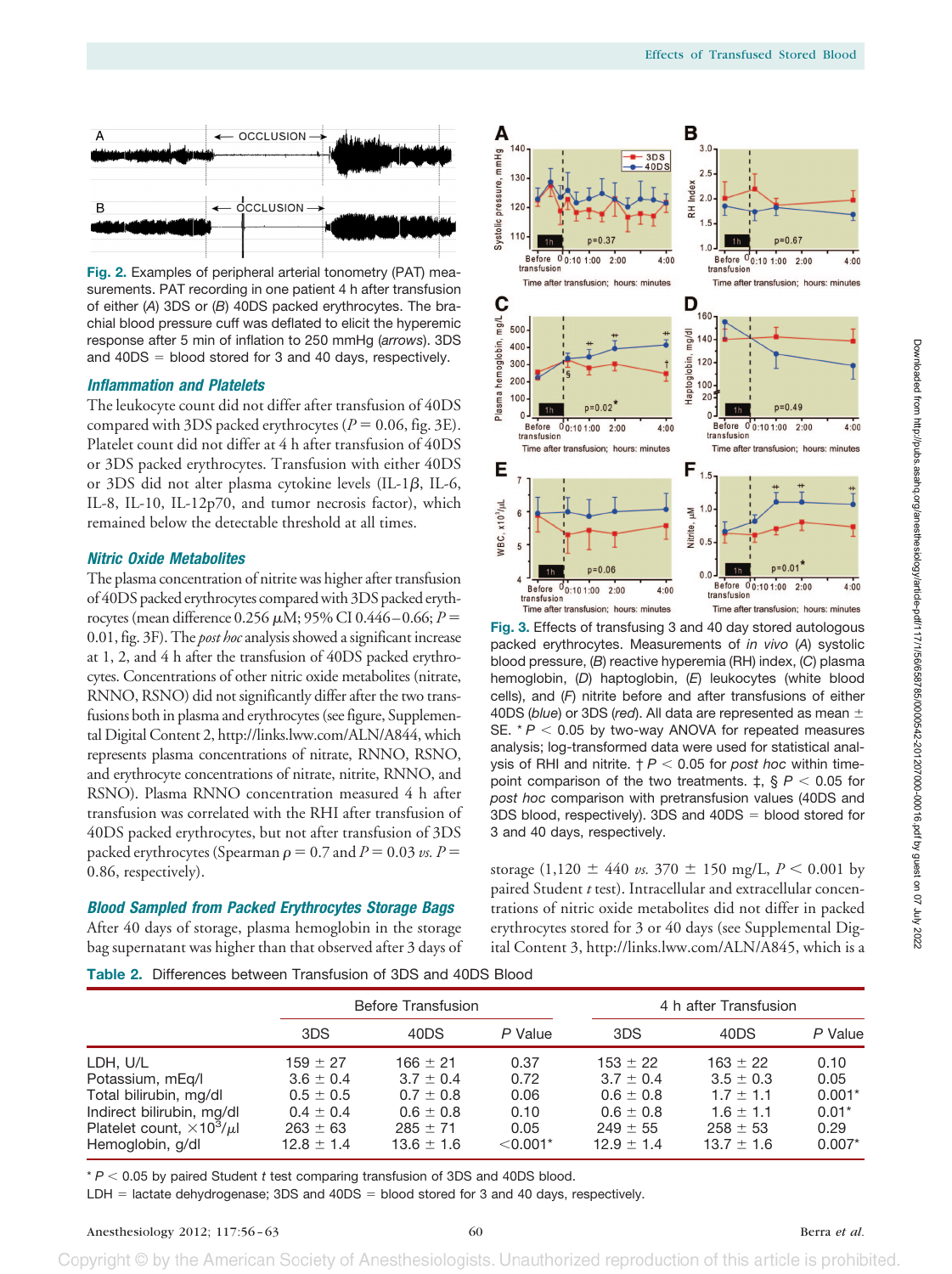Fig. 2. Examples of peripheral arterial tonometry (PAT) measurements. PAT recording in one patient 4 h after transfusion of either (*A*) 3DS or (*B*) 40DS packed erythrocytes. The brachial blood pressure cuff was deflated to elicit the hyperemic response after 5 min of inflation to 250 mmHg (*arrows*). 3DS and 40DS = blood stored for 3 and 40 days, respectively.

### Inflammation and Platelets

The leukocyte count did not differ after transfusion of 40DS compared with 3DS packed erythrocytes ($P = 0.06$, fig. 3E). Platelet count did not differ at 4 h after transfusion of 40DS or 3DS packed erythrocytes. Transfusion with either 40DS or 3DS did not alter plasma cytokine levels (IL-1$\beta$, IL-6, IL-8, IL-10, IL-12p70, and tumor necrosis factor), which remained below the detectable threshold at all times.

### Nitric Oxide Metabolites

The plasma concentration of nitrite was higher after transfusion of 40DS packed erythrocytes compared with 3DS packed erythrocytes (mean difference 0.256 $\mu$M; 95% CI 0.446–0.66; $P = 0.01$, fig. 3F). The *post hoc* analysis showed a significant increase at 1, 2, and 4 h after the transfusion of 40DS packed erythrocytes. Concentrations of other nitric oxide metabolites (nitrate, RNNO, RSNO) did not significantly differ after the two transfusions both in plasma and erythrocytes (see figure, Supplemental Digital Content 2, http://links.lww.com/ALN/A844, which represents plasma concentrations of nitrate, RNNO, RSNO, and erythrocyte concentrations of nitrate, nitrite, RNNO, and RSNO). Plasma RNNO concentration measured 4 h after transfusion was correlated with the RHI after transfusion of 40DS packed erythrocytes, but not after transfusion of 3DS packed erythrocytes (Spearman $\rho = 0.7$ and $P = 0.03$ *vs.* $P = 0.86$, respectively).

### Blood Sampled from Packed Erythrocytes Storage Bags

After 40 days of storage, plasma hemoglobin in the storage bag supernatant was higher than that observed after 3 days of storage (1,120 ± 440 *vs.* 370 ± 150 mg/L, $P < 0.001$ by paired Student *t* test). Intracellular and extracellular concentrations of nitric oxide metabolites did not differ in packed erythrocytes stored for 3 or 40 days (see Supplemental Digital Content 3, http://links.lww.com/ALN/A845, which is a

Fig. 3. Effects of transfusing 3 and 40 day stored autologous packed erythrocytes. Measurements of *in vivo* (*A*) systolic blood pressure, (*B*) reactive hyperemia (RH) index, (*C*) plasma hemoglobin, (*D*) haptoglobin, (*E*) leukocytes (white blood cells), and (*F*) nitrite before and after transfusions of either 40DS (*blue*) or 3DS (*red*). All data are represented as mean ± SE. * $P < 0.05$ by two-way ANOVA for repeated measures analysis; log-transformed data were used for statistical analysis of RHI and nitrite. † $P < 0.05$ for *post hoc* within time-point comparison of the two treatments. ‡, § $P < 0.05$ for *post hoc* comparison with pretransfusion values (40DS and 3DS blood, respectively). 3DS and 40DS = blood stored for 3 and 40 days, respectively.

**Table 2.** Differences between Transfusion of 3DS and 40DS Blood

| | Before Transfusion | | | 4 h after Transfusion | | |
|---|---|---|---|---|---|---|
| | 3DS | 40DS | *P* Value | 3DS | 40DS | *P* Value |
| LDH, U/L | 159 ± 27 | 166 ± 21 | 0.37 | 153 ± 22 | 163 ± 22 | 0.10 |
| Potassium, mEq/l | 3.6 ± 0.4 | 3.7 ± 0.4 | 0.72 | 3.7 ± 0.4 | 3.5 ± 0.3 | 0.05 |
| Total bilirubin, mg/dl | 0.5 ± 0.5 | 0.7 ± 0.8 | 0.06 | 0.6 ± 0.8 | 1.7 ± 1.1 | 0.001* |
| Indirect bilirubin, mg/dl | 0.4 ± 0.4 | 0.6 ± 0.8 | 0.10 | 0.6 ± 0.8 | 1.6 ± 1.1 | 0.01* |
| Platelet count, $\times10^3/\mu$l | 263 ± 63 | 285 ± 71 | 0.05 | 249 ± 55 | 258 ± 53 | 0.29 |
| Hemoglobin, g/dl | 12.8 ± 1.4 | 13.6 ± 1.6 | <0.001* | 12.9 ± 1.4 | 13.7 ± 1.6 | 0.007* |

* $P < 0.05$ by paired Student *t* test comparing transfusion of 3DS and 40DS blood.
LDH = lactate dehydrogenase; 3DS and 40DS = blood stored for 3 and 40 days, respectively.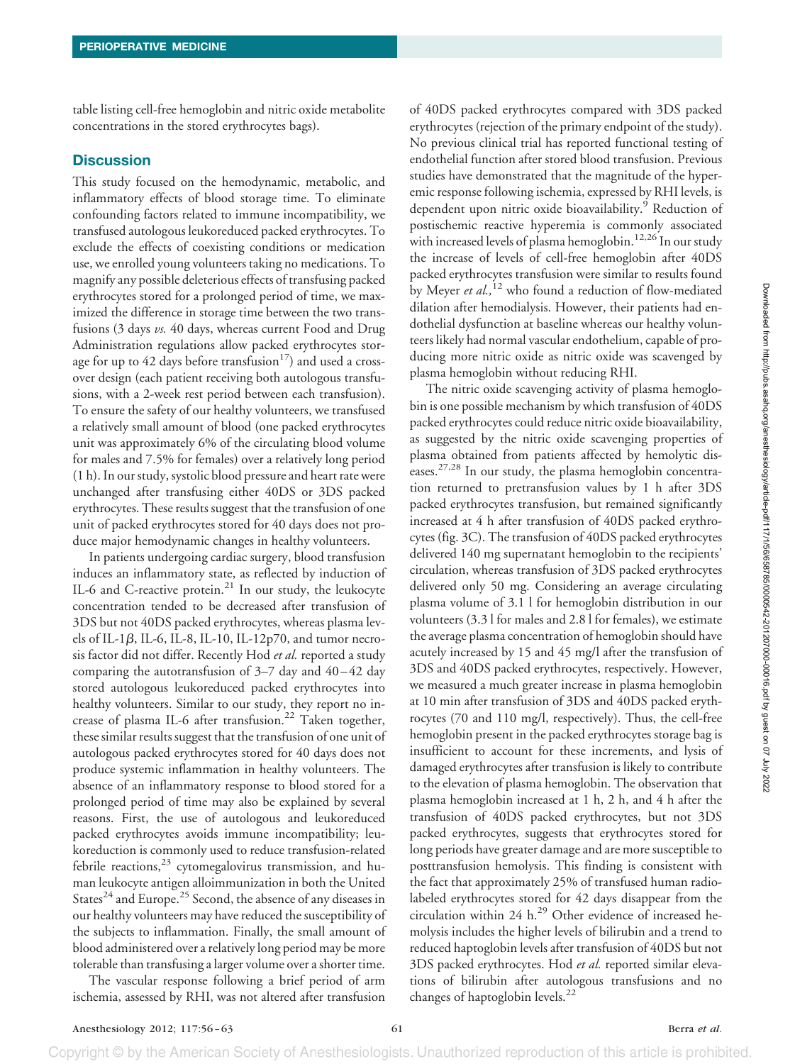table listing cell-free hemoglobin and nitric oxide metabolite concentrations in the stored erythrocytes bags).

## Discussion

This study focused on the hemodynamic, metabolic, and inflammatory effects of blood storage time. To eliminate confounding factors related to immune incompatibility, we transfused autologous leukoreduced packed erythrocytes. To exclude the effects of coexisting conditions or medication use, we enrolled young volunteers taking no medications. To magnify any possible deleterious effects of transfusing packed erythrocytes stored for a prolonged period of time, we maximized the difference in storage time between the two transfusions (3 days *vs.* 40 days, whereas current Food and Drug Administration regulations allow packed erythrocytes storage for up to 42 days before transfusion[17]) and used a crossover design (each patient receiving both autologous transfusions, with a 2-week rest period between each transfusion). To ensure the safety of our healthy volunteers, we transfused a relatively small amount of blood (one packed erythrocytes unit was approximately 6% of the circulating blood volume for males and 7.5% for females) over a relatively long period (1 h). In our study, systolic blood pressure and heart rate were unchanged after transfusing either 40DS or 3DS packed erythrocytes. These results suggest that the transfusion of one unit of packed erythrocytes stored for 40 days does not produce major hemodynamic changes in healthy volunteers.

In patients undergoing cardiac surgery, blood transfusion induces an inflammatory state, as reflected by induction of IL-6 and C-reactive protein.[21] In our study, the leukocyte concentration tended to be decreased after transfusion of 3DS but not 40DS packed erythrocytes, whereas plasma levels of IL-1$\beta$, IL-6, IL-8, IL-10, IL-12p70, and tumor necrosis factor did not differ. Recently Hod *et al.* reported a study comparing the autotransfusion of 3–7 day and 40–42 day stored autologous leukoreduced packed erythrocytes into healthy volunteers. Similar to our study, they report no increase of plasma IL-6 after transfusion.[22] Taken together, these similar results suggest that the transfusion of one unit of autologous packed erythrocytes stored for 40 days does not produce systemic inflammation in healthy volunteers. The absence of an inflammatory response to blood stored for a prolonged period of time may also be explained by several reasons. First, the use of autologous and leukoreduced packed erythrocytes avoids immune incompatibility; leukoreduction is commonly used to reduce transfusion-related febrile reactions,[23] cytomegalovirus transmission, and human leukocyte antigen alloimmunization in both the United States[24] and Europe.[25] Second, the absence of any diseases in our healthy volunteers may have reduced the susceptibility of the subjects to inflammation. Finally, the small amount of blood administered over a relatively long period may be more tolerable than transfusing a larger volume over a shorter time.

The vascular response following a brief period of arm ischemia, assessed by RHI, was not altered after transfusion of 40DS packed erythrocytes compared with 3DS packed erythrocytes (rejection of the primary endpoint of the study). No previous clinical trial has reported functional testing of endothelial function after stored blood transfusion. Previous studies have demonstrated that the magnitude of the hyperemic response following ischemia, expressed by RHI levels, is dependent upon nitric oxide bioavailability.[9] Reduction of postischemic reactive hyperemia is commonly associated with increased levels of plasma hemoglobin.[12,26] In our study the increase of levels of cell-free hemoglobin after 40DS packed erythrocytes transfusion were similar to results found by Meyer *et al.,*[12] who found a reduction of flow-mediated dilation after hemodialysis. However, their patients had endothelial dysfunction at baseline whereas our healthy volunteers likely had normal vascular endothelium, capable of producing more nitric oxide as nitric oxide was scavenged by plasma hemoglobin without reducing RHI.

The nitric oxide scavenging activity of plasma hemoglobin is one possible mechanism by which transfusion of 40DS packed erythrocytes could reduce nitric oxide bioavailability, as suggested by the nitric oxide scavenging properties of plasma obtained from patients affected by hemolytic diseases.[27,28] In our study, the plasma hemoglobin concentration returned to pretransfusion values by 1 h after 3DS packed erythrocytes transfusion, but remained significantly increased at 4 h after transfusion of 40DS packed erythrocytes (fig. 3C). The transfusion of 40DS packed erythrocytes delivered 140 mg supernatant hemoglobin to the recipients' circulation, whereas transfusion of 3DS packed erythrocytes delivered only 50 mg. Considering an average circulating plasma volume of 3.1 l for hemoglobin distribution in our volunteers (3.3 l for males and 2.8 l for females), we estimate the average plasma concentration of hemoglobin should have acutely increased by 15 and 45 mg/l after the transfusion of 3DS and 40DS packed erythrocytes, respectively. However, we measured a much greater increase in plasma hemoglobin at 10 min after transfusion of 3DS and 40DS packed erythrocytes (70 and 110 mg/l, respectively). Thus, the cell-free hemoglobin present in the packed erythrocytes storage bag is insufficient to account for these increments, and lysis of damaged erythrocytes after transfusion is likely to contribute to the elevation of plasma hemoglobin. The observation that plasma hemoglobin increased at 1 h, 2 h, and 4 h after the transfusion of 40DS packed erythrocytes, but not 3DS packed erythrocytes, suggests that erythrocytes stored for long periods have greater damage and are more susceptible to posttransfusion hemolysis. This finding is consistent with the fact that approximately 25% of transfused human radiolabeled erythrocytes stored for 42 days disappear from the circulation within 24 h.[29] Other evidence of increased hemolysis includes the higher levels of bilirubin and a trend to reduced haptoglobin levels after transfusion of 40DS but not 3DS packed erythrocytes. Hod *et al.* reported similar elevations of bilirubin after autologous transfusions and no changes of haptoglobin levels.[22]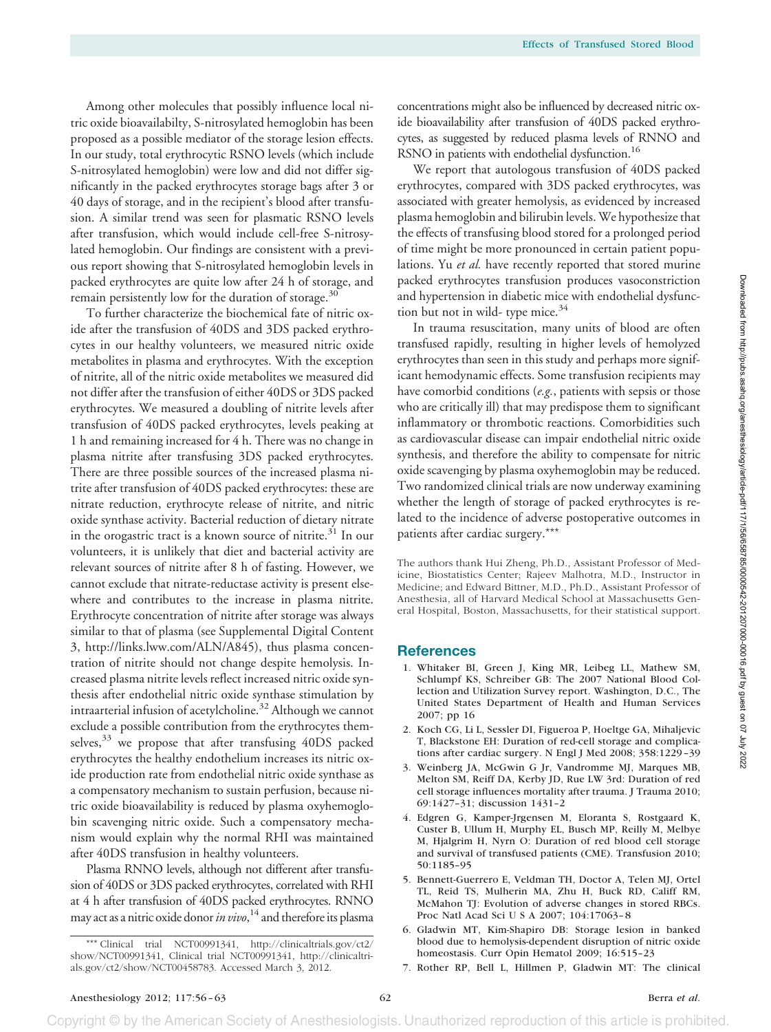Among other molecules that possibly influence local nitric oxide bioavailabilty, S-nitrosylated hemoglobin has been proposed as a possible mediator of the storage lesion effects. In our study, total erythrocytic RSNO levels (which include S-nitrosylated hemoglobin) were low and did not differ significantly in the packed erythrocytes storage bags after 3 or 40 days of storage, and in the recipient's blood after transfusion. A similar trend was seen for plasmatic RSNO levels after transfusion, which would include cell-free S-nitrosylated hemoglobin. Our findings are consistent with a previous report showing that S-nitrosylated hemoglobin levels in packed erythrocytes are quite low after 24 h of storage, and remain persistently low for the duration of storage.[30]

To further characterize the biochemical fate of nitric oxide after the transfusion of 40DS and 3DS packed erythrocytes in our healthy volunteers, we measured nitric oxide metabolites in plasma and erythrocytes. With the exception of nitrite, all of the nitric oxide metabolites we measured did not differ after the transfusion of either 40DS or 3DS packed erythrocytes. We measured a doubling of nitrite levels after transfusion of 40DS packed erythrocytes, levels peaking at 1 h and remaining increased for 4 h. There was no change in plasma nitrite after transfusing 3DS packed erythrocytes. There are three possible sources of the increased plasma nitrite after transfusion of 40DS packed erythrocytes: these are nitrate reduction, erythrocyte release of nitrite, and nitric oxide synthase activity. Bacterial reduction of dietary nitrate in the orogastric tract is a known source of nitrite.[31] In our volunteers, it is unlikely that diet and bacterial activity are relevant sources of nitrite after 8 h of fasting. However, we cannot exclude that nitrate-reductase activity is present elsewhere and contributes to the increase in plasma nitrite. Erythrocyte concentration of nitrite after storage was always similar to that of plasma (see Supplemental Digital Content 3, http://links.lww.com/ALN/A845), thus plasma concentration of nitrite should not change despite hemolysis. Increased plasma nitrite levels reflect increased nitric oxide synthesis after endothelial nitric oxide synthase stimulation by intraarterial infusion of acetylcholine.[32] Although we cannot exclude a possible contribution from the erythrocytes themselves,[33] we propose that after transfusing 40DS packed erythrocytes the healthy endothelium increases its nitric oxide production rate from endothelial nitric oxide synthase as a compensatory mechanism to sustain perfusion, because nitric oxide bioavailability is reduced by plasma oxyhemoglobin scavenging nitric oxide. Such a compensatory mechanism would explain why the normal RHI was maintained after 40DS transfusion in healthy volunteers.

Plasma RNNO levels, although not different after transfusion of 40DS or 3DS packed erythrocytes, correlated with RHI at 4 h after transfusion of 40DS packed erythrocytes. RNNO may act as a nitric oxide donor *in vivo*,[14] and therefore its plasma concentrations might also be influenced by decreased nitric oxide bioavailability after transfusion of 40DS packed erythrocytes, as suggested by reduced plasma levels of RNNO and RSNO in patients with endothelial dysfunction.[16]

We report that autologous transfusion of 40DS packed erythrocytes, compared with 3DS packed erythrocytes, was associated with greater hemolysis, as evidenced by increased plasma hemoglobin and bilirubin levels. We hypothesize that the effects of transfusing blood stored for a prolonged period of time might be more pronounced in certain patient populations. Yu *et al.* have recently reported that stored murine packed erythrocytes transfusion produces vasoconstriction and hypertension in diabetic mice with endothelial dysfunction but not in wild- type mice.[34]

In trauma resuscitation, many units of blood are often transfused rapidly, resulting in higher levels of hemolyzed erythrocytes than seen in this study and perhaps more significant hemodynamic effects. Some transfusion recipients may have comorbid conditions (*e.g.*, patients with sepsis or those who are critically ill) that may predispose them to significant inflammatory or thrombotic reactions. Comorbidities such as cardiovascular disease can impair endothelial nitric oxide synthesis, and therefore the ability to compensate for nitric oxide scavenging by plasma oxyhemoglobin may be reduced. Two randomized clinical trials are now underway examining whether the length of storage of packed erythrocytes is related to the incidence of adverse postoperative outcomes in patients after cardiac surgery.***

The authors thank Hui Zheng, Ph.D., Assistant Professor of Medicine, Biostatistics Center; Rajeev Malhotra, M.D., Instructor in Medicine; and Edward Bittner, M.D., Ph.D., Assistant Professor of Anesthesia, all of Harvard Medical School at Massachusetts General Hospital, Boston, Massachusetts, for their statistical support.

*** Clinical trial NCT00991341, http://clinicaltrials.gov/ct2/show/NCT00991341, Clinical trial NCT00991341, http://clinicaltrials.gov/ct2/show/NCT00458783. Accessed March 3, 2012.

## References

1. Whitaker BI, Green J, King MR, Leibeg LL, Mathew SM, Schlumpf KS, Schreiber GB: The 2007 National Blood Collection and Utilization Survey report. Washington, D.C., The United States Department of Health and Human Services 2007; pp 16
2. Koch CG, Li L, Sessler DI, Figueroa P, Hoeltge GA, Mihaljevic T, Blackstone EH: Duration of red-cell storage and complications after cardiac surgery. N Engl J Med 2008; 358:1229–39
3. Weinberg JA, McGwin G Jr, Vandromme MJ, Marques MB, Melton SM, Reiff DA, Kerby JD, Rue LW 3rd: Duration of red cell storage influences mortality after trauma. J Trauma 2010; 69:1427–31; discussion 1431–2
4. Edgren G, Kamper-Jrgensen M, Eloranta S, Rostgaard K, Custer B, Ullum H, Murphy EL, Busch MP, Reilly M, Melbye M, Hjalgrim H, Nyrn O: Duration of red blood cell storage and survival of transfused patients (CME). Transfusion 2010; 50:1185–95
5. Bennett-Guerrero E, Veldman TH, Doctor A, Telen MJ, Ortel TL, Reid TS, Mulherin MA, Zhu H, Buck RD, Califf RM, McMahon TJ: Evolution of adverse changes in stored RBCs. Proc Natl Acad Sci U S A 2007; 104:17063–8
6. Gladwin MT, Kim-Shapiro DB: Storage lesion in banked blood due to hemolysis-dependent disruption of nitric oxide homeostasis. Curr Opin Hematol 2009; 16:515–23
7. Rother RP, Bell L, Hillmen P, Gladwin MT: The clinical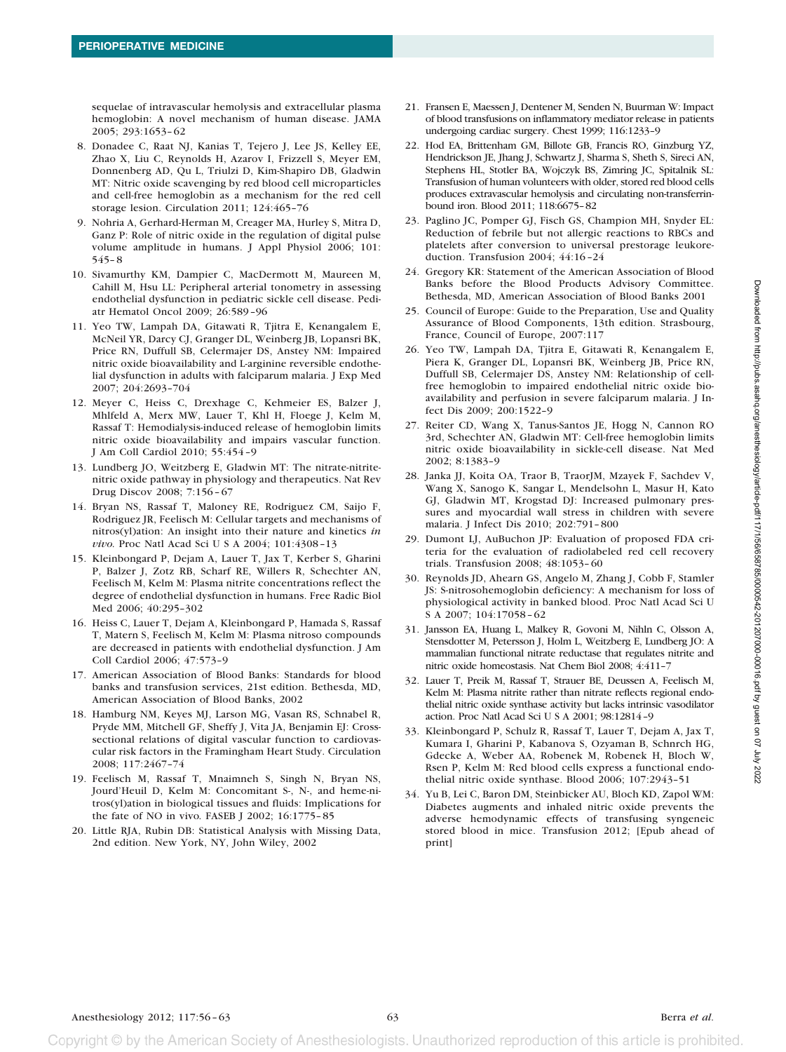sequelae of intravascular hemolysis and extracellular plasma hemoglobin: A novel mechanism of human disease. JAMA 2005; 293:1653–62

8. Donadee C, Raat NJ, Kanias T, Tejero J, Lee JS, Kelley EE, Zhao X, Liu C, Reynolds H, Azarov I, Frizzell S, Meyer EM, Donnenberg AD, Qu L, Triulzi D, Kim-Shapiro DB, Gladwin MT: Nitric oxide scavenging by red blood cell microparticles and cell-free hemoglobin as a mechanism for the red cell storage lesion. Circulation 2011; 124:465–76
9. Nohria A, Gerhard-Herman M, Creager MA, Hurley S, Mitra D, Ganz P: Role of nitric oxide in the regulation of digital pulse volume amplitude in humans. J Appl Physiol 2006; 101: 545–8
10. Sivamurthy KM, Dampier C, MacDermott M, Maureen M, Cahill M, Hsu LL: Peripheral arterial tonometry in assessing endothelial dysfunction in pediatric sickle cell disease. Pediatr Hematol Oncol 2009; 26:589–96
11. Yeo TW, Lampah DA, Gitawati R, Tjitra E, Kenangalem E, McNeil YR, Darcy CJ, Granger DL, Weinberg JB, Lopansri BK, Price RN, Duffull SB, Celermajer DS, Anstey NM: Impaired nitric oxide bioavailability and L-arginine reversible endothelial dysfunction in adults with falciparum malaria. J Exp Med 2007; 204:2693–704
12. Meyer C, Heiss C, Drexhage C, Kehmeier ES, Balzer J, Mhlfeld A, Merx MW, Lauer T, Khl H, Floege J, Kelm M, Rassaf T: Hemodialysis-induced release of hemoglobin limits nitric oxide bioavailability and impairs vascular function. J Am Coll Cardiol 2010; 55:454–9
13. Lundberg JO, Weitzberg E, Gladwin MT: The nitrate-nitrite-nitric oxide pathway in physiology and therapeutics. Nat Rev Drug Discov 2008; 7:156–67
14. Bryan NS, Rassaf T, Maloney RE, Rodriguez CM, Saijo F, Rodriguez JR, Feelisch M: Cellular targets and mechanisms of nitros(yl)ation: An insight into their nature and kinetics *in vivo*. Proc Natl Acad Sci U S A 2004; 101:4308–13
15. Kleinbongard P, Dejam A, Lauer T, Jax T, Kerber S, Gharini P, Balzer J, Zotz RB, Scharf RE, Willers R, Schechter AN, Feelisch M, Kelm M: Plasma nitrite concentrations reflect the degree of endothelial dysfunction in humans. Free Radic Biol Med 2006; 40:295–302
16. Heiss C, Lauer T, Dejam A, Kleinbongard P, Hamada S, Rassaf T, Matern S, Feelisch M, Kelm M: Plasma nitroso compounds are decreased in patients with endothelial dysfunction. J Am Coll Cardiol 2006; 47:573–9
17. American Association of Blood Banks: Standards for blood banks and transfusion services, 21st edition. Bethesda, MD, American Association of Blood Banks, 2002
18. Hamburg NM, Keyes MJ, Larson MG, Vasan RS, Schnabel R, Pryde MM, Mitchell GF, Sheffy J, Vita JA, Benjamin EJ: Cross-sectional relations of digital vascular function to cardiovascular risk factors in the Framingham Heart Study. Circulation 2008; 117:2467–74
19. Feelisch M, Rassaf T, Mnaimneh S, Singh N, Bryan NS, Jourd'Heuil D, Kelm M: Concomitant S-, N-, and heme-nitros(yl)ation in biological tissues and fluids: Implications for the fate of NO in vivo. FASEB J 2002; 16:1775–85
20. Little RJA, Rubin DB: Statistical Analysis with Missing Data, 2nd edition. New York, NY, John Wiley, 2002
21. Fransen E, Maessen J, Dentener M, Senden N, Buurman W: Impact of blood transfusions on inflammatory mediator release in patients undergoing cardiac surgery. Chest 1999; 116:1233–9
22. Hod EA, Brittenham GM, Billote GB, Francis RO, Ginzburg YZ, Hendrickson JE, Jhang J, Schwartz J, Sharma S, Sheth S, Sireci AN, Stephens HL, Stotler BA, Wojczyk BS, Zimring JC, Spitalnik SL: Transfusion of human volunteers with older, stored red blood cells produces extravascular hemolysis and circulating non-transferrin-bound iron. Blood 2011; 118:6675–82
23. Paglino JC, Pomper GJ, Fisch GS, Champion MH, Snyder EL: Reduction of febrile but not allergic reactions to RBCs and platelets after conversion to universal prestorage leukoreduction. Transfusion 2004; 44:16–24
24. Gregory KR: Statement of the American Association of Blood Banks before the Blood Products Advisory Committee. Bethesda, MD, American Association of Blood Banks 2001
25. Council of Europe: Guide to the Preparation, Use and Quality Assurance of Blood Components, 13th edition. Strasbourg, France, Council of Europe, 2007:117
26. Yeo TW, Lampah DA, Tjitra E, Gitawati R, Kenangalem E, Piera K, Granger DL, Lopansri BK, Weinberg JB, Price RN, Duffull SB, Celermajer DS, Anstey NM: Relationship of cell-free hemoglobin to impaired endothelial nitric oxide bioavailability and perfusion in severe falciparum malaria. J Infect Dis 2009; 200:1522–9
27. Reiter CD, Wang X, Tanus-Santos JE, Hogg N, Cannon RO 3rd, Schechter AN, Gladwin MT: Cell-free hemoglobin limits nitric oxide bioavailability in sickle-cell disease. Nat Med 2002; 8:1383–9
28. Janka JJ, Koita OA, Traor B, TraorJM, Mzayek F, Sachdev V, Wang X, Sanogo K, Sangar L, Mendelsohn L, Masur H, Kato GJ, Gladwin MT, Krogstad DJ: Increased pulmonary pressures and myocardial wall stress in children with severe malaria. J Infect Dis 2010; 202:791–800
29. Dumont LJ, AuBuchon JP: Evaluation of proposed FDA criteria for the evaluation of radiolabeled red cell recovery trials. Transfusion 2008; 48:1053–60
30. Reynolds JD, Ahearn GS, Angelo M, Zhang J, Cobb F, Stamler JS: S-nitrosohemoglobin deficiency: A mechanism for loss of physiological activity in banked blood. Proc Natl Acad Sci U S A 2007; 104:17058–62
31. Jansson EA, Huang L, Malkey R, Govoni M, Nihln C, Olsson A, Stensdotter M, Petersson J, Holm L, Weitzberg E, Lundberg JO: A mammalian functional nitrate reductase that regulates nitrite and nitric oxide homeostasis. Nat Chem Biol 2008; 4:411–7
32. Lauer T, Preik M, Rassaf T, Strauer BE, Deussen A, Feelisch M, Kelm M: Plasma nitrite rather than nitrate reflects regional endothelial nitric oxide synthase activity but lacks intrinsic vasodilator action. Proc Natl Acad Sci U S A 2001; 98:12814–9
33. Kleinbongard P, Schulz R, Rassaf T, Lauer T, Dejam A, Jax T, Kumara I, Gharini P, Kabanova S, Ozyaman B, Schnrch HG, Gdecke A, Weber AA, Robenek M, Robenek H, Bloch W, Rsen P, Kelm M: Red blood cells express a functional endothelial nitric oxide synthase. Blood 2006; 107:2943–51
34. Yu B, Lei C, Baron DM, Steinbicker AU, Bloch KD, Zapol WM: Diabetes augments and inhaled nitric oxide prevents the adverse hemodynamic effects of transfusing syngeneic stored blood in mice. Transfusion 2012; [Epub ahead of print]